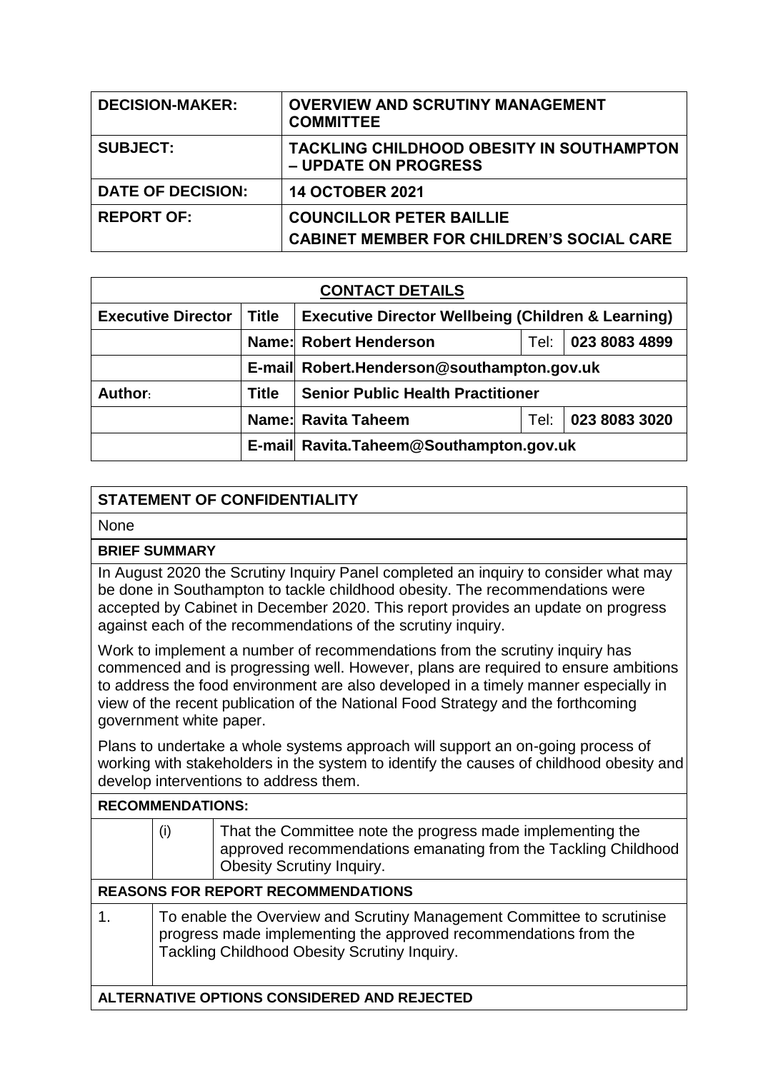| DECISION-MAKER: | OVERVIEW AND SCRUTINY MANAGEMENT COMMITTEE |
| --- | --- |
| **SUBJECT:** | **TACKLING CHILDHOOD OBESITY IN SOUTHAMPTON – UPDATE ON PROGRESS** |
| **DATE OF DECISION:** | **14 OCTOBER 2021** |
| **REPORT OF:** | **COUNCILLOR PETER BAILLIE**<br>**CABINET MEMBER FOR CHILDREN'S SOCIAL CARE** |

| CONTACT DETAILS | | | | |
| --- | --- | --- | --- | --- |
| **Executive Director** | **Title** | **Executive Director Wellbeing (Children & Learning)** | | |
| | **Name:** | **Robert Henderson** | Tel: | **023 8083 4899** |
| | **E-mail** | **Robert.Henderson@southampton.gov.uk** | | |
| **Author:** | **Title** | **Senior Public Health Practitioner** | | |
| | **Name:** | **Ravita Taheem** | Tel: | **023 8083 3020** |
| | **E-mail** | **Ravita.Taheem@Southampton.gov.uk** | | |

**STATEMENT OF CONFIDENTIALITY**

None

**BRIEF SUMMARY**

In August 2020 the Scrutiny Inquiry Panel completed an inquiry to consider what may be done in Southampton to tackle childhood obesity. The recommendations were accepted by Cabinet in December 2020. This report provides an update on progress against each of the recommendations of the scrutiny inquiry.

Work to implement a number of recommendations from the scrutiny inquiry has commenced and is progressing well. However, plans are required to ensure ambitions to address the food environment are also developed in a timely manner especially in view of the recent publication of the National Food Strategy and the forthcoming government white paper.

Plans to undertake a whole systems approach will support an on-going process of working with stakeholders in the system to identify the causes of childhood obesity and develop interventions to address them.

**RECOMMENDATIONS:**

| | | |
| --- | --- | --- |
| | (i) | That the Committee note the progress made implementing the approved recommendations emanating from the Tackling Childhood Obesity Scrutiny Inquiry. |

**REASONS FOR REPORT RECOMMENDATIONS**

| | |
| --- | --- |
| 1. | To enable the Overview and Scrutiny Management Committee to scrutinise progress made implementing the approved recommendations from the Tackling Childhood Obesity Scrutiny Inquiry. |

**ALTERNATIVE OPTIONS CONSIDERED AND REJECTED**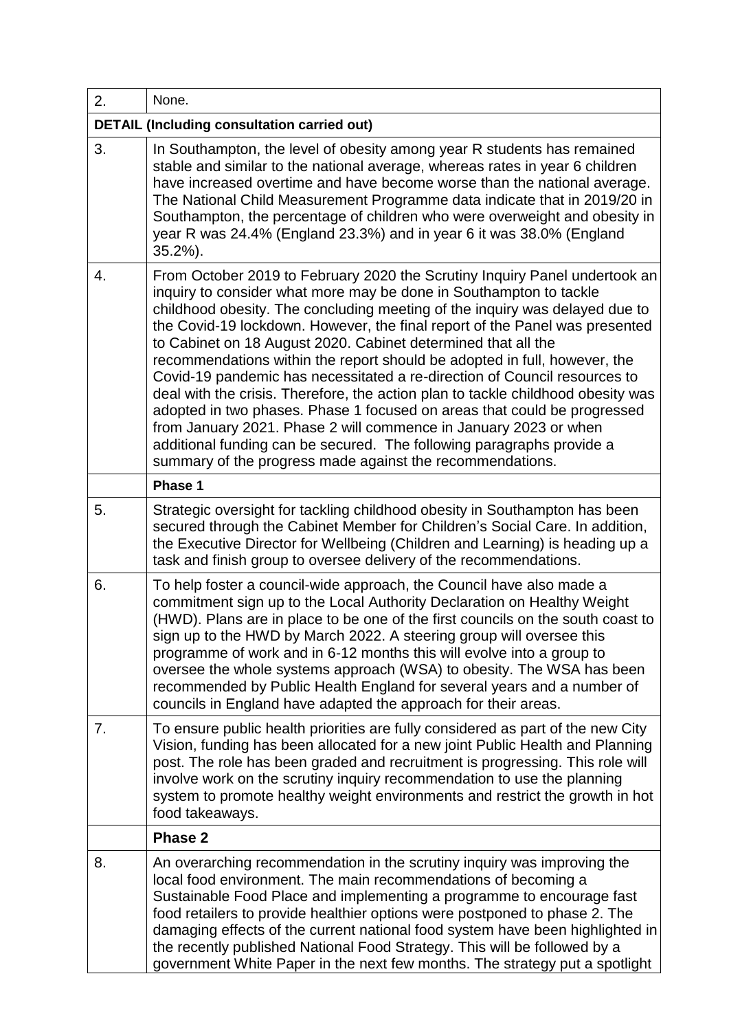| 2. | None. |
|---|---|
| **DETAIL (Including consultation carried out)** | |
| 3. | In Southampton, the level of obesity among year R students has remained stable and similar to the national average, whereas rates in year 6 children have increased overtime and have become worse than the national average. The National Child Measurement Programme data indicate that in 2019/20 in Southampton, the percentage of children who were overweight and obesity in year R was 24.4% (England 23.3%) and in year 6 it was 38.0% (England 35.2%). |
| 4. | From October 2019 to February 2020 the Scrutiny Inquiry Panel undertook an inquiry to consider what more may be done in Southampton to tackle childhood obesity. The concluding meeting of the inquiry was delayed due to the Covid-19 lockdown. However, the final report of the Panel was presented to Cabinet on 18 August 2020. Cabinet determined that all the recommendations within the report should be adopted in full, however, the Covid-19 pandemic has necessitated a re-direction of Council resources to deal with the crisis. Therefore, the action plan to tackle childhood obesity was adopted in two phases. Phase 1 focused on areas that could be progressed from January 2021. Phase 2 will commence in January 2023 or when additional funding can be secured. The following paragraphs provide a summary of the progress made against the recommendations. |
| | **Phase 1** |
| 5. | Strategic oversight for tackling childhood obesity in Southampton has been secured through the Cabinet Member for Children's Social Care. In addition, the Executive Director for Wellbeing (Children and Learning) is heading up a task and finish group to oversee delivery of the recommendations. |
| 6. | To help foster a council-wide approach, the Council have also made a commitment sign up to the Local Authority Declaration on Healthy Weight (HWD). Plans are in place to be one of the first councils on the south coast to sign up to the HWD by March 2022. A steering group will oversee this programme of work and in 6-12 months this will evolve into a group to oversee the whole systems approach (WSA) to obesity. The WSA has been recommended by Public Health England for several years and a number of councils in England have adapted the approach for their areas. |
| 7. | To ensure public health priorities are fully considered as part of the new City Vision, funding has been allocated for a new joint Public Health and Planning post. The role has been graded and recruitment is progressing. This role will involve work on the scrutiny inquiry recommendation to use the planning system to promote healthy weight environments and restrict the growth in hot food takeaways. |
| | **Phase 2** |
| 8. | An overarching recommendation in the scrutiny inquiry was improving the local food environment. The main recommendations of becoming a Sustainable Food Place and implementing a programme to encourage fast food retailers to provide healthier options were postponed to phase 2. The damaging effects of the current national food system have been highlighted in the recently published National Food Strategy. This will be followed by a government White Paper in the next few months. The strategy put a spotlight |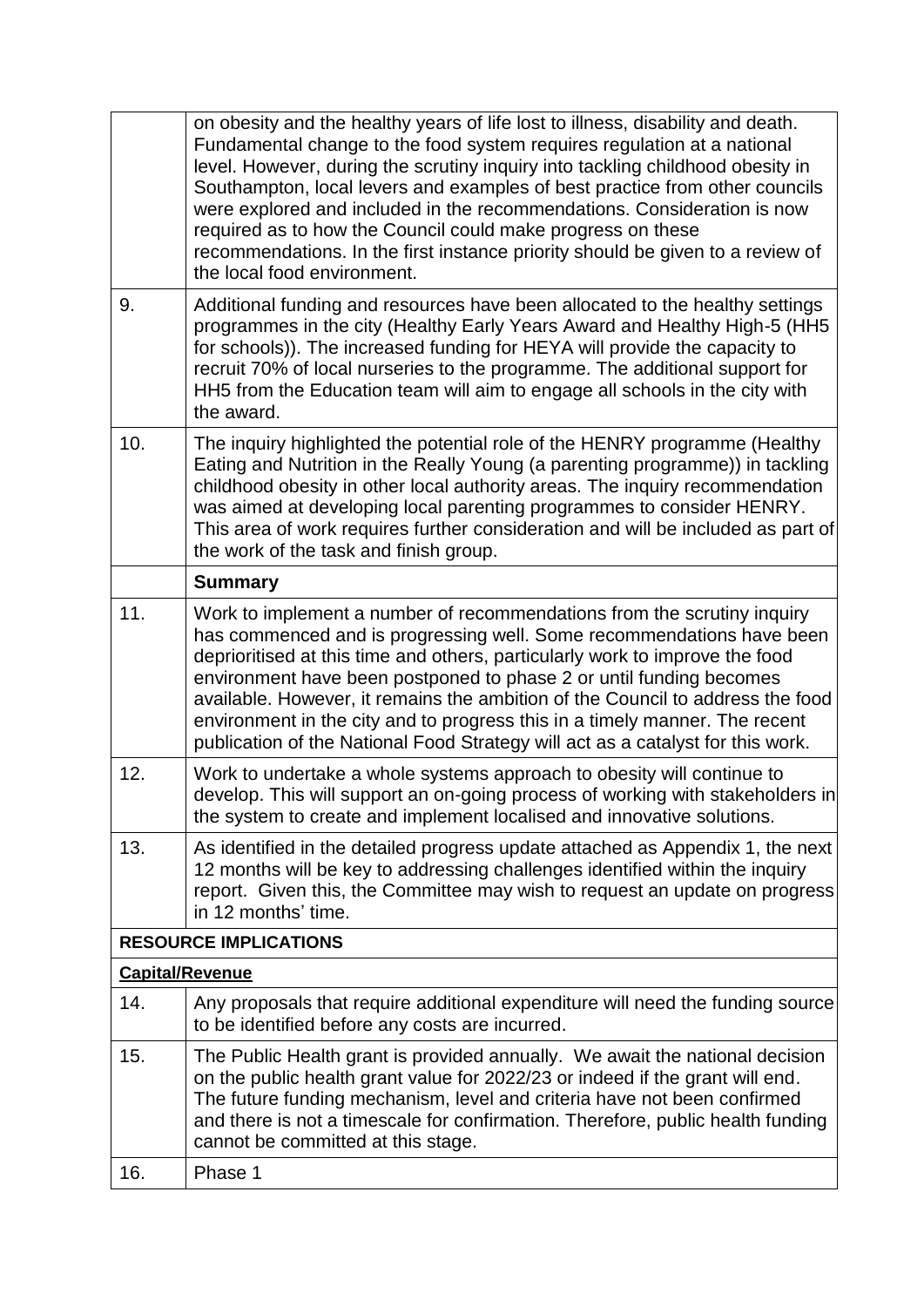| | |
|---|---|
| | on obesity and the healthy years of life lost to illness, disability and death. Fundamental change to the food system requires regulation at a national level. However, during the scrutiny inquiry into tackling childhood obesity in Southampton, local levers and examples of best practice from other councils were explored and included in the recommendations. Consideration is now required as to how the Council could make progress on these recommendations. In the first instance priority should be given to a review of the local food environment. |
| 9. | Additional funding and resources have been allocated to the healthy settings programmes in the city (Healthy Early Years Award and Healthy High-5 (HH5 for schools)). The increased funding for HEYA will provide the capacity to recruit 70% of local nurseries to the programme. The additional support for HH5 from the Education team will aim to engage all schools in the city with the award. |
| 10. | The inquiry highlighted the potential role of the HENRY programme (Healthy Eating and Nutrition in the Really Young (a parenting programme)) in tackling childhood obesity in other local authority areas. The inquiry recommendation was aimed at developing local parenting programmes to consider HENRY. This area of work requires further consideration and will be included as part of the work of the task and finish group. |
| | **Summary** |
| 11. | Work to implement a number of recommendations from the scrutiny inquiry has commenced and is progressing well. Some recommendations have been deprioritised at this time and others, particularly work to improve the food environment have been postponed to phase 2 or until funding becomes available. However, it remains the ambition of the Council to address the food environment in the city and to progress this in a timely manner. The recent publication of the National Food Strategy will act as a catalyst for this work. |
| 12. | Work to undertake a whole systems approach to obesity will continue to develop. This will support an on-going process of working with stakeholders in the system to create and implement localised and innovative solutions. |
| 13. | As identified in the detailed progress update attached as Appendix 1, the next 12 months will be key to addressing challenges identified within the inquiry report. Given this, the Committee may wish to request an update on progress in 12 months' time. |
| **RESOURCE IMPLICATIONS** | |
| **Capital/Revenue** | |
| 14. | Any proposals that require additional expenditure will need the funding source to be identified before any costs are incurred. |
| 15. | The Public Health grant is provided annually. We await the national decision on the public health grant value for 2022/23 or indeed if the grant will end. The future funding mechanism, level and criteria have not been confirmed and there is not a timescale for confirmation. Therefore, public health funding cannot be committed at this stage. |
| 16. | Phase 1 |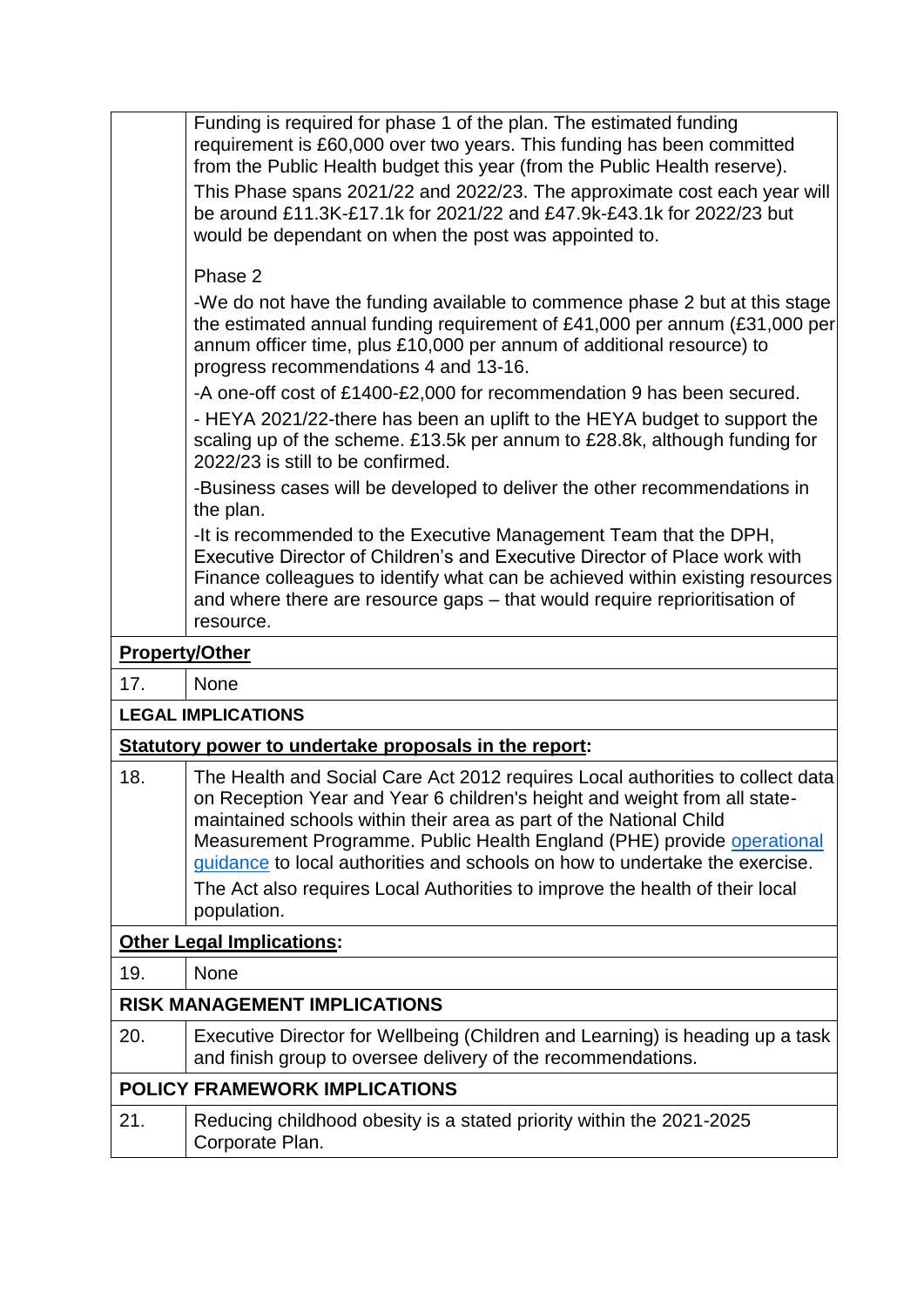| | |
|---|---|
| | Funding is required for phase 1 of the plan. The estimated funding requirement is £60,000 over two years. This funding has been committed from the Public Health budget this year (from the Public Health reserve).<br>This Phase spans 2021/22 and 2022/23. The approximate cost each year will be around £11.3K-£17.1k for 2021/22 and £47.9k-£43.1k for 2022/23 but would be dependant on when the post was appointed to.<br><br>Phase 2<br>-We do not have the funding available to commence phase 2 but at this stage the estimated annual funding requirement of £41,000 per annum (£31,000 per annum officer time, plus £10,000 per annum of additional resource) to progress recommendations 4 and 13-16.<br>-A one-off cost of £1400-£2,000 for recommendation 9 has been secured.<br>- HEYA 2021/22-there has been an uplift to the HEYA budget to support the scaling up of the scheme. £13.5k per annum to £28.8k, although funding for 2022/23 is still to be confirmed.<br>-Business cases will be developed to deliver the other recommendations in the plan.<br>-It is recommended to the Executive Management Team that the DPH, Executive Director of Children's and Executive Director of Place work with Finance colleagues to identify what can be achieved within existing resources and where there are resource gaps – that would require reprioritisation of resource. |
| **Property/Other** | |
| 17. | None |
| **LEGAL IMPLICATIONS** | |
| **Statutory power to undertake proposals in the report:** | |
| 18. | The Health and Social Care Act 2012 requires Local authorities to collect data on Reception Year and Year 6 children's height and weight from all state-maintained schools within their area as part of the National Child Measurement Programme. Public Health England (PHE) provide operational guidance to local authorities and schools on how to undertake the exercise.<br>The Act also requires Local Authorities to improve the health of their local population. |
| **Other Legal Implications:** | |
| 19. | None |
| **RISK MANAGEMENT IMPLICATIONS** | |
| 20. | Executive Director for Wellbeing (Children and Learning) is heading up a task and finish group to oversee delivery of the recommendations. |
| **POLICY FRAMEWORK IMPLICATIONS** | |
| 21. | Reducing childhood obesity is a stated priority within the 2021-2025 Corporate Plan. |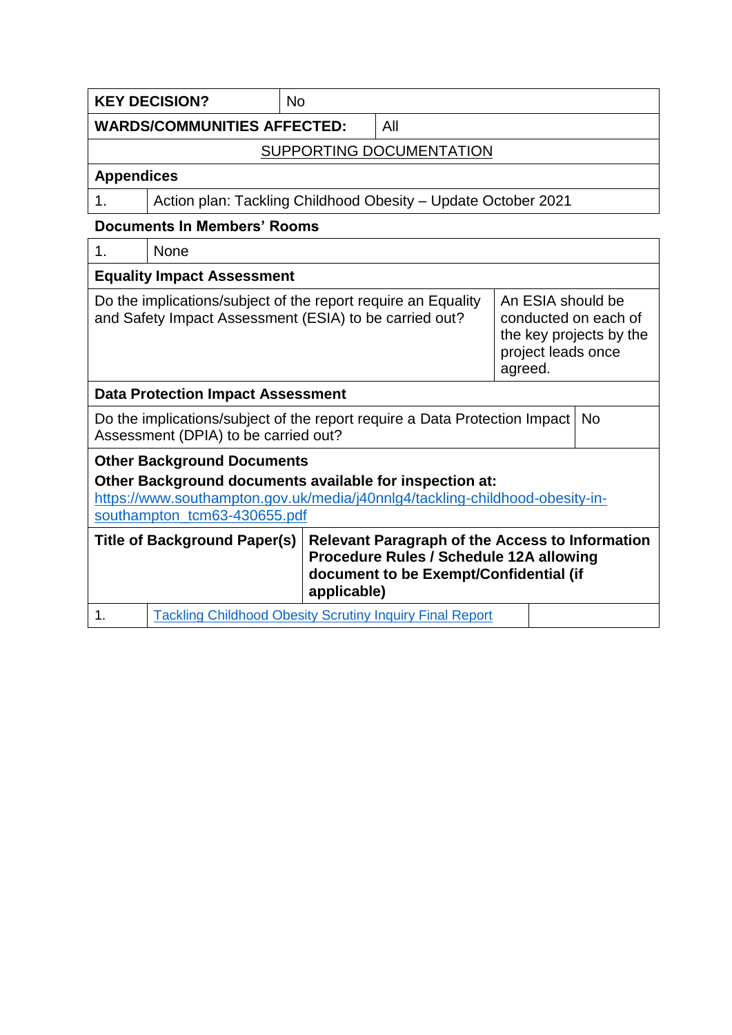| | | |
|---|---|---|
| **KEY DECISION?** | No | |
| **WARDS/COMMUNITIES AFFECTED:** | All | |

SUPPORTING DOCUMENTATION

**Appendices**

| | |
|---|---|
| 1. | Action plan: Tackling Childhood Obesity – Update October 2021 |

**Documents In Members' Rooms**

| | |
|---|---|
| 1. | None |

**Equality Impact Assessment**

| | |
|---|---|
| Do the implications/subject of the report require an Equality and Safety Impact Assessment (ESIA) to be carried out? | An ESIA should be conducted on each of the key projects by the project leads once agreed. |

**Data Protection Impact Assessment**

| | |
|---|---|
| Do the implications/subject of the report require a Data Protection Impact Assessment (DPIA) to be carried out? | No |

**Other Background Documents**

**Other Background documents available for inspection at:**
https://www.southampton.gov.uk/media/j40nnlg4/tackling-childhood-obesity-in-southampton_tcm63-430655.pdf

| **Title of Background Paper(s)** | | **Relevant Paragraph of the Access to Information Procedure Rules / Schedule 12A allowing document to be Exempt/Confidential (if applicable)** |
|---|---|---|
| 1. | Tackling Childhood Obesity Scrutiny Inquiry Final Report | |